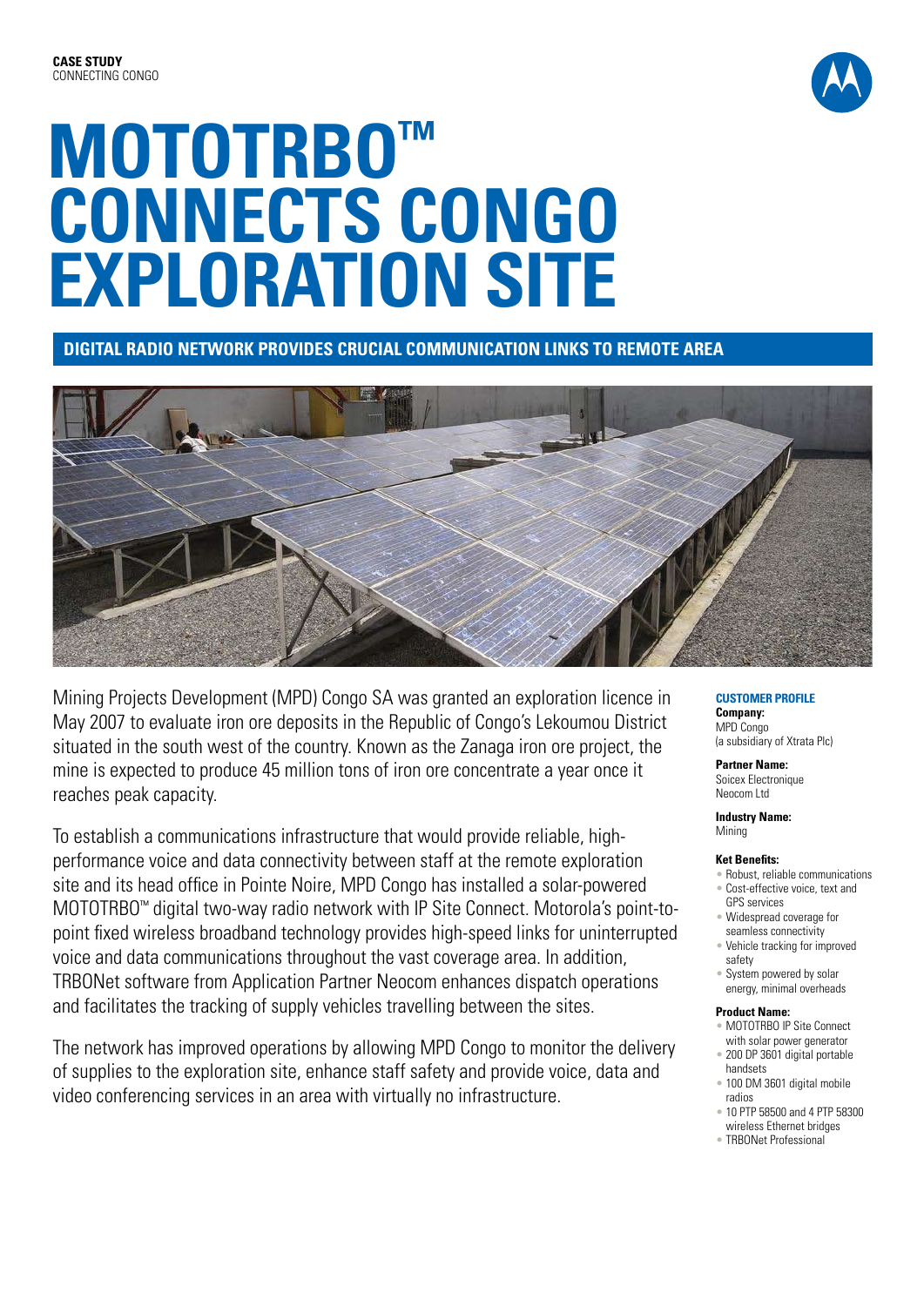**CASE STUDY**
CONNECTING CONGO

# MOTOTRBO™ CONNECTS CONGO EXPLORATION SITE

## DIGITAL RADIO NETWORK PROVIDES CRUCIAL COMMUNICATION LINKS TO REMOTE AREA

Mining Projects Development (MPD) Congo SA was granted an exploration licence in May 2007 to evaluate iron ore deposits in the Republic of Congo's Lekoumou District situated in the south west of the country. Known as the Zanaga iron ore project, the mine is expected to produce 45 million tons of iron ore concentrate a year once it reaches peak capacity.

To establish a communications infrastructure that would provide reliable, high-performance voice and data connectivity between staff at the remote exploration site and its head office in Pointe Noire, MPD Congo has installed a solar-powered MOTOTRBO™ digital two-way radio network with IP Site Connect. Motorola's point-to-point fixed wireless broadband technology provides high-speed links for uninterrupted voice and data communications throughout the vast coverage area. In addition, TRBONet software from Application Partner Neocom enhances dispatch operations and facilitates the tracking of supply vehicles travelling between the sites.

The network has improved operations by allowing MPD Congo to monitor the delivery of supplies to the exploration site, enhance staff safety and provide voice, data and video conferencing services in an area with virtually no infrastructure.

### CUSTOMER PROFILE

**Company:**
MPD Congo
(a subsidiary of Xtrata Plc)

**Partner Name:**
Soicex Electronique
Neocom Ltd

**Industry Name:**
Mining

**Ket Benefits:**
- Robust, reliable communications
- Cost-effective voice, text and GPS services
- Widespread coverage for seamless connectivity
- Vehicle tracking for improved safety
- System powered by solar energy, minimal overheads

**Product Name:**
- MOTOTRBO IP Site Connect with solar power generator
- 200 DP 3601 digital portable handsets
- 100 DM 3601 digital mobile radios
- 10 PTP 58500 and 4 PTP 58300 wireless Ethernet bridges
- TRBONet Professional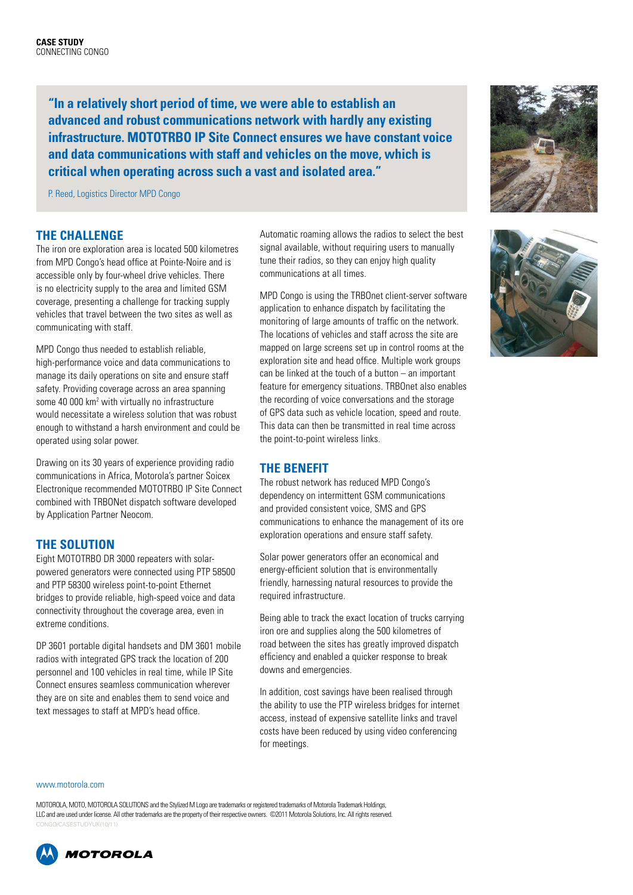CASE STUDY
CONNECTING CONGO

> **"In a relatively short period of time, we were able to establish an advanced and robust communications network with hardly any existing infrastructure. MOTOTRBO IP Site Connect ensures we have constant voice and data communications with staff and vehicles on the move, which is critical when operating across such a vast and isolated area."**
>
> P. Reed, Logistics Director MPD Congo

## THE CHALLENGE

The iron ore exploration area is located 500 kilometres from MPD Congo's head office at Pointe-Noire and is accessible only by four-wheel drive vehicles. There is no electricity supply to the area and limited GSM coverage, presenting a challenge for tracking supply vehicles that travel between the two sites as well as communicating with staff.

MPD Congo thus needed to establish reliable, high-performance voice and data communications to manage its daily operations on site and ensure staff safety. Providing coverage across an area spanning some 40 000 km$^2$ with virtually no infrastructure would necessitate a wireless solution that was robust enough to withstand a harsh environment and could be operated using solar power.

Drawing on its 30 years of experience providing radio communications in Africa, Motorola's partner Soicex Electronique recommended MOTOTRBO IP Site Connect combined with TRBONet dispatch software developed by Application Partner Neocom.

## THE SOLUTION

Eight MOTOTRBO DR 3000 repeaters with solar-powered generators were connected using PTP 58500 and PTP 58300 wireless point-to-point Ethernet bridges to provide reliable, high-speed voice and data connectivity throughout the coverage area, even in extreme conditions.

DP 3601 portable digital handsets and DM 3601 mobile radios with integrated GPS track the location of 200 personnel and 100 vehicles in real time, while IP Site Connect ensures seamless communication wherever they are on site and enables them to send voice and text messages to staff at MPD's head office.

Automatic roaming allows the radios to select the best signal available, without requiring users to manually tune their radios, so they can enjoy high quality communications at all times.

MPD Congo is using the TRBOnet client-server software application to enhance dispatch by facilitating the monitoring of large amounts of traffic on the network. The locations of vehicles and staff across the site are mapped on large screens set up in control rooms at the exploration site and head office. Multiple work groups can be linked at the touch of a button – an important feature for emergency situations. TRBOnet also enables the recording of voice conversations and the storage of GPS data such as vehicle location, speed and route. This data can then be transmitted in real time across the point-to-point wireless links.

## THE BENEFIT

The robust network has reduced MPD Congo's dependency on intermittent GSM communications and provided consistent voice, SMS and GPS communications to enhance the management of its ore exploration operations and ensure staff safety.

Solar power generators offer an economical and energy-efficient solution that is environmentally friendly, harnessing natural resources to provide the required infrastructure.

Being able to track the exact location of trucks carrying iron ore and supplies along the 500 kilometres of road between the sites has greatly improved dispatch efficiency and enabled a quicker response to break downs and emergencies.

In addition, cost savings have been realised through the ability to use the PTP wireless bridges for internet access, instead of expensive satellite links and travel costs have been reduced by using video conferencing for meetings.

www.motorola.com

MOTOROLA, MOTO, MOTOROLA SOLUTIONS and the Stylized M Logo are trademarks or registered trademarks of Motorola Trademark Holdings, LLC and are used under license. All other trademarks are the property of their respective owners. ©2011 Motorola Solutions, Inc. All rights reserved.
CONGO/CASESTUDYUK(10/11)